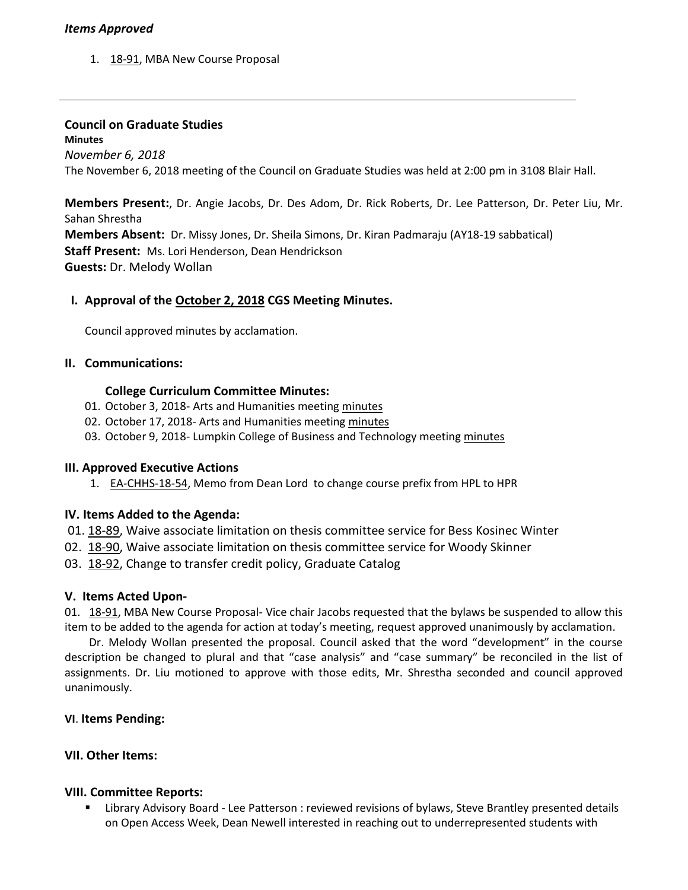*Items Approved*

1. 18-91, MBA New Course Proposal

---

**Council on Graduate Studies**
**Minutes**
*November 6, 2018*
The November 6, 2018 meeting of the Council on Graduate Studies was held at 2:00 pm in 3108 Blair Hall.

**Members Present:**, Dr. Angie Jacobs, Dr. Des Adom, Dr. Rick Roberts, Dr. Lee Patterson, Dr. Peter Liu, Mr. Sahan Shrestha
**Members Absent:** Dr. Missy Jones, Dr. Sheila Simons, Dr. Kiran Padmaraju (AY18-19 sabbatical)
**Staff Present:** Ms. Lori Henderson, Dean Hendrickson
**Guests:** Dr. Melody Wollan

## I. Approval of the October 2, 2018 CGS Meeting Minutes.

Council approved minutes by acclamation.

## II. Communications:

**College Curriculum Committee Minutes:**

01. October 3, 2018- Arts and Humanities meeting minutes
02. October 17, 2018- Arts and Humanities meeting minutes
03. October 9, 2018- Lumpkin College of Business and Technology meeting minutes

## III. Approved Executive Actions

1. EA-CHHS-18-54, Memo from Dean Lord to change course prefix from HPL to HPR

## IV. Items Added to the Agenda:

01. 18-89, Waive associate limitation on thesis committee service for Bess Kosinec Winter
02. 18-90, Waive associate limitation on thesis committee service for Woody Skinner
03. 18-92, Change to transfer credit policy, Graduate Catalog

## V. Items Acted Upon-

01. 18-91, MBA New Course Proposal- Vice chair Jacobs requested that the bylaws be suspended to allow this item to be added to the agenda for action at today's meeting, request approved unanimously by acclamation.

Dr. Melody Wollan presented the proposal. Council asked that the word "development" in the course description be changed to plural and that "case analysis" and "case summary" be reconciled in the list of assignments. Dr. Liu motioned to approve with those edits, Mr. Shrestha seconded and council approved unanimously.

## VI. Items Pending:

## VII. Other Items:

## VIII. Committee Reports:

- Library Advisory Board - Lee Patterson : reviewed revisions of bylaws, Steve Brantley presented details on Open Access Week, Dean Newell interested in reaching out to underrepresented students with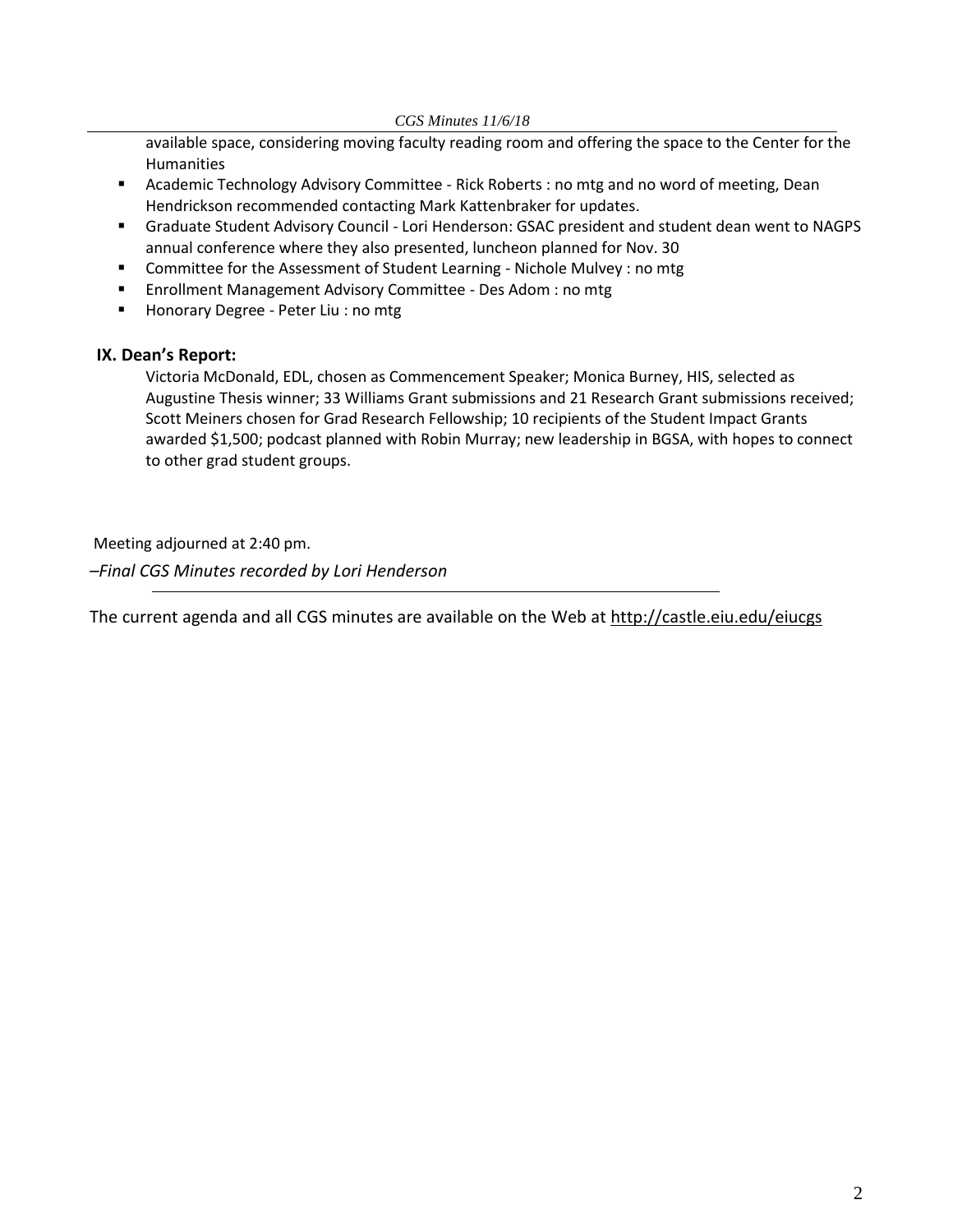available space, considering moving faculty reading room and offering the space to the Center for the Humanities

- Academic Technology Advisory Committee - Rick Roberts : no mtg and no word of meeting, Dean Hendrickson recommended contacting Mark Kattenbraker for updates.
- Graduate Student Advisory Council - Lori Henderson: GSAC president and student dean went to NAGPS annual conference where they also presented, luncheon planned for Nov. 30
- Committee for the Assessment of Student Learning - Nichole Mulvey : no mtg
- Enrollment Management Advisory Committee - Des Adom : no mtg
- Honorary Degree - Peter Liu : no mtg

## IX. Dean's Report:

Victoria McDonald, EDL, chosen as Commencement Speaker; Monica Burney, HIS, selected as Augustine Thesis winner; 33 Williams Grant submissions and 21 Research Grant submissions received; Scott Meiners chosen for Grad Research Fellowship; 10 recipients of the Student Impact Grants awarded $1,500; podcast planned with Robin Murray; new leadership in BGSA, with hopes to connect to other grad student groups.

Meeting adjourned at 2:40 pm.

*–Final CGS Minutes recorded by Lori Henderson*

---

The current agenda and all CGS minutes are available on the Web at http://castle.eiu.edu/eiucgs